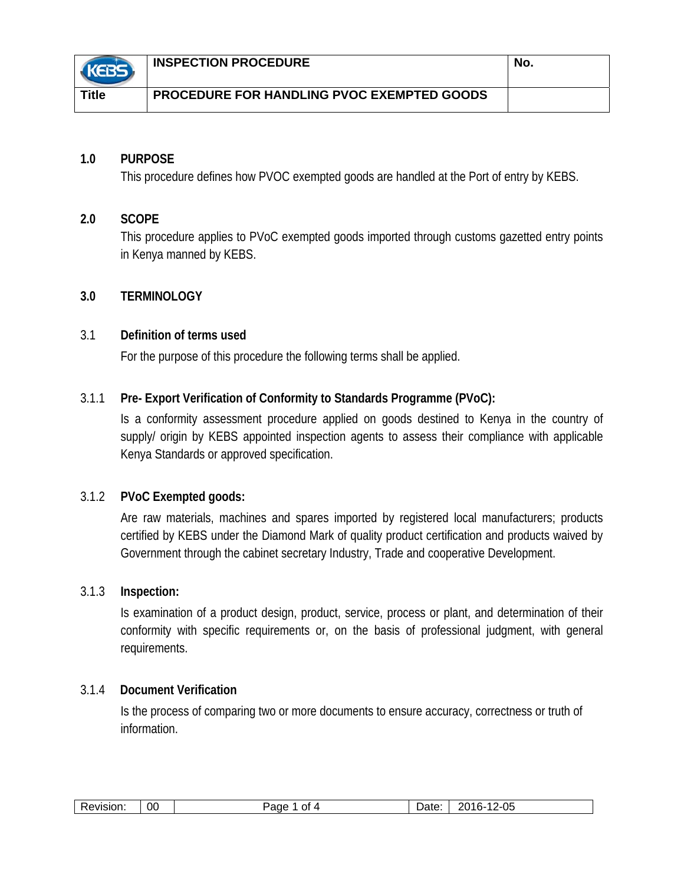| | INSPECTION PROCEDURE | No. |
|---|---|---|
| Title | PROCEDURE FOR HANDLING PVOC EXEMPTED GOODS | |

## 1.0 PURPOSE

This procedure defines how PVOC exempted goods are handled at the Port of entry by KEBS.

## 2.0 SCOPE

This procedure applies to PVoC exempted goods imported through customs gazetted entry points in Kenya manned by KEBS.

## 3.0 TERMINOLOGY

### 3.1 Definition of terms used

For the purpose of this procedure the following terms shall be applied.

#### 3.1.1 Pre- Export Verification of Conformity to Standards Programme (PVoC):

Is a conformity assessment procedure applied on goods destined to Kenya in the country of supply/ origin by KEBS appointed inspection agents to assess their compliance with applicable Kenya Standards or approved specification.

#### 3.1.2 PVoC Exempted goods:

Are raw materials, machines and spares imported by registered local manufacturers; products certified by KEBS under the Diamond Mark of quality product certification and products waived by Government through the cabinet secretary Industry, Trade and cooperative Development.

#### 3.1.3 Inspection:

Is examination of a product design, product, service, process or plant, and determination of their conformity with specific requirements or, on the basis of professional judgment, with general requirements.

#### 3.1.4 Document Verification

Is the process of comparing two or more documents to ensure accuracy, correctness or truth of information.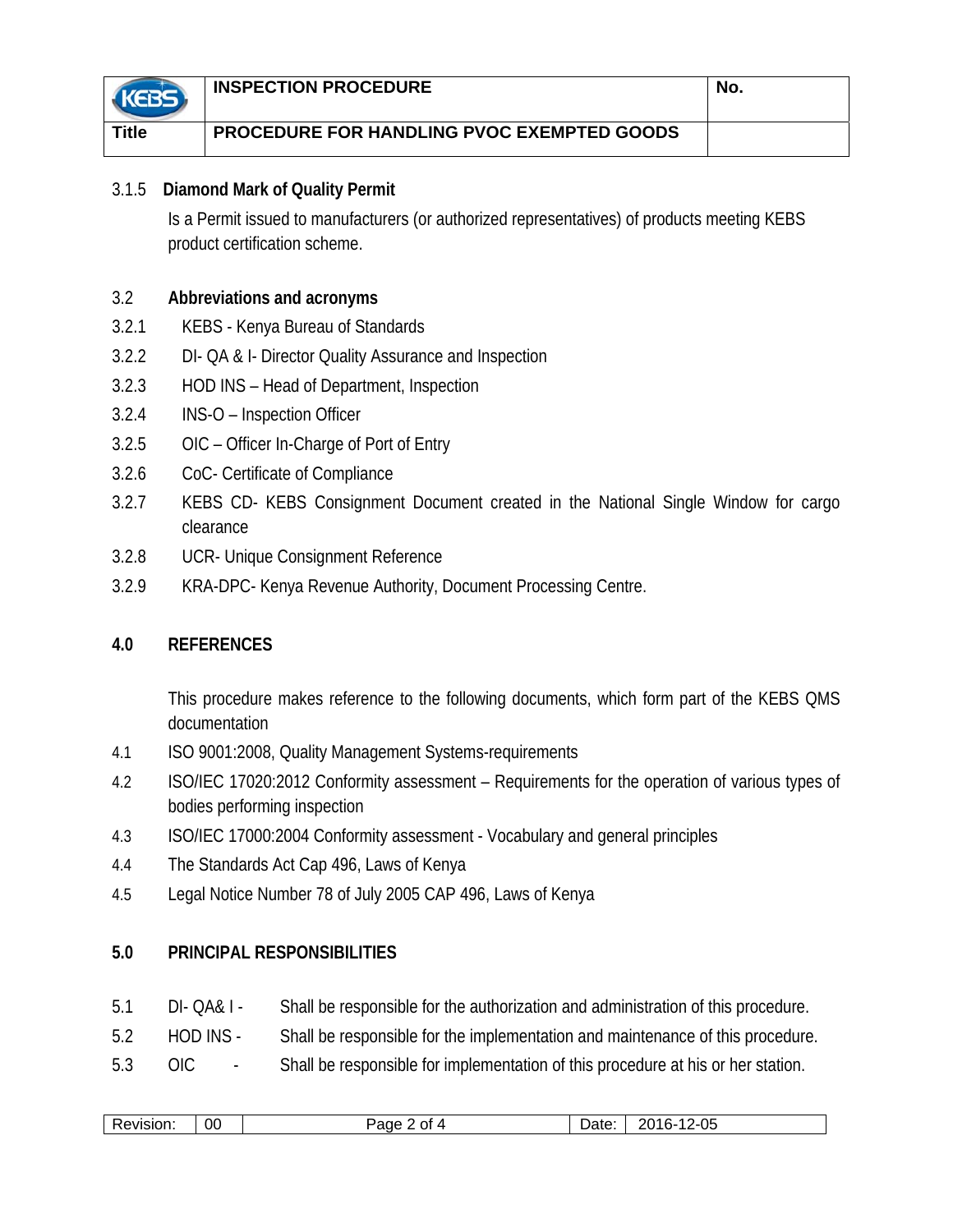### 3.1.5 Diamond Mark of Quality Permit

Is a Permit issued to manufacturers (or authorized representatives) of products meeting KEBS product certification scheme.

### 3.2 Abbreviations and acronyms

3.2.1 KEBS - Kenya Bureau of Standards

3.2.2 DI- QA & I- Director Quality Assurance and Inspection

3.2.3 HOD INS – Head of Department, Inspection

3.2.4 INS-O – Inspection Officer

3.2.5 OIC – Officer In-Charge of Port of Entry

3.2.6 CoC- Certificate of Compliance

3.2.7 KEBS CD- KEBS Consignment Document created in the National Single Window for cargo clearance

3.2.8 UCR- Unique Consignment Reference

3.2.9 KRA-DPC- Kenya Revenue Authority, Document Processing Centre.

## 4.0 REFERENCES

This procedure makes reference to the following documents, which form part of the KEBS QMS documentation

4.1 ISO 9001:2008, Quality Management Systems-requirements

4.2 ISO/IEC 17020:2012 Conformity assessment – Requirements for the operation of various types of bodies performing inspection

4.3 ISO/IEC 17000:2004 Conformity assessment - Vocabulary and general principles

4.4 The Standards Act Cap 496, Laws of Kenya

4.5 Legal Notice Number 78 of July 2005 CAP 496, Laws of Kenya

## 5.0 PRINCIPAL RESPONSIBILITIES

5.1 DI- QA& I - Shall be responsible for the authorization and administration of this procedure.

5.2 HOD INS - Shall be responsible for the implementation and maintenance of this procedure.

5.3 OIC - Shall be responsible for implementation of this procedure at his or her station.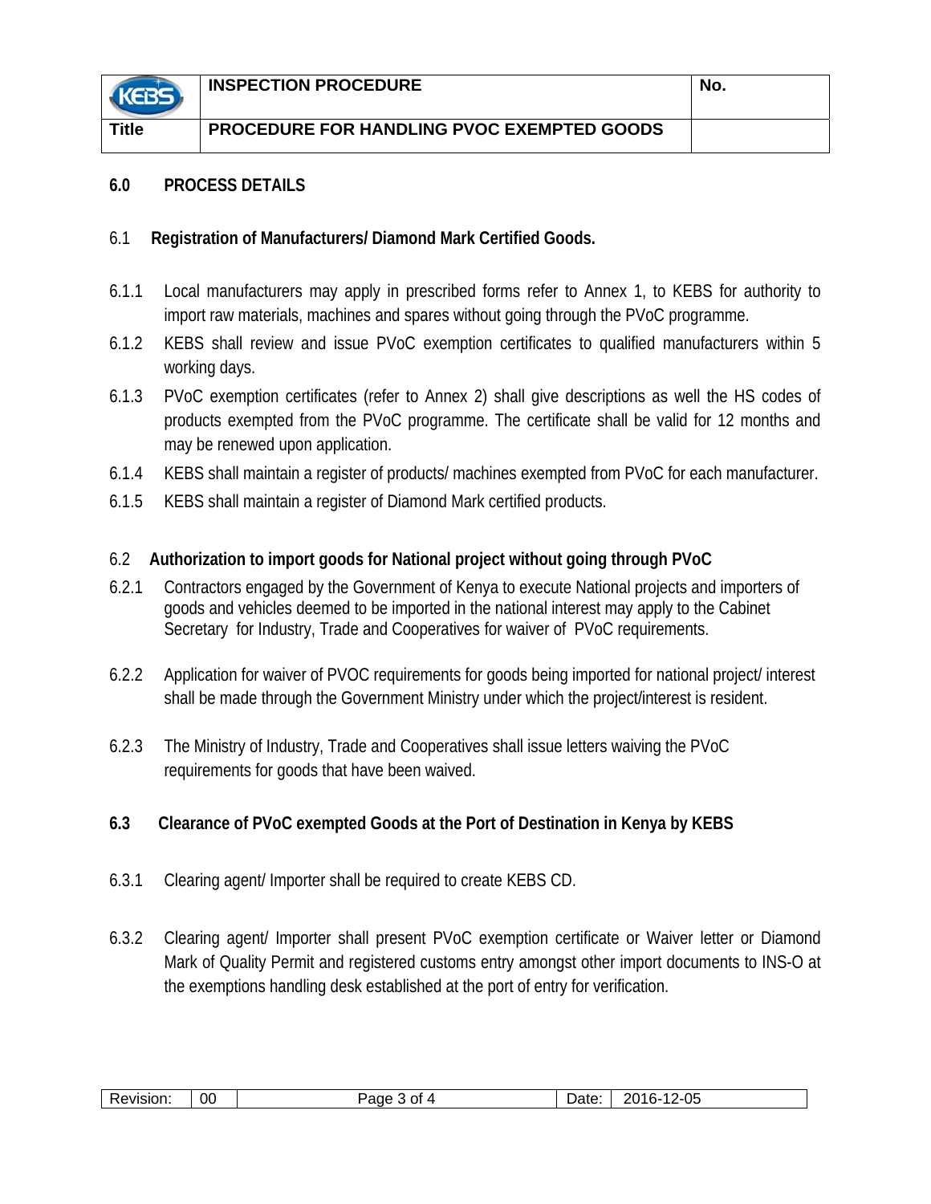## 6.0 PROCESS DETAILS

### 6.1 Registration of Manufacturers/ Diamond Mark Certified Goods.

6.1.1 Local manufacturers may apply in prescribed forms refer to Annex 1, to KEBS for authority to import raw materials, machines and spares without going through the PVoC programme.

6.1.2 KEBS shall review and issue PVoC exemption certificates to qualified manufacturers within 5 working days.

6.1.3 PVoC exemption certificates (refer to Annex 2) shall give descriptions as well the HS codes of products exempted from the PVoC programme. The certificate shall be valid for 12 months and may be renewed upon application.

6.1.4 KEBS shall maintain a register of products/ machines exempted from PVoC for each manufacturer.

6.1.5 KEBS shall maintain a register of Diamond Mark certified products.

### 6.2 Authorization to import goods for National project without going through PVoC

6.2.1 Contractors engaged by the Government of Kenya to execute National projects and importers of goods and vehicles deemed to be imported in the national interest may apply to the Cabinet Secretary for Industry, Trade and Cooperatives for waiver of PVoC requirements.

6.2.2 Application for waiver of PVOC requirements for goods being imported for national project/ interest shall be made through the Government Ministry under which the project/interest is resident.

6.2.3 The Ministry of Industry, Trade and Cooperatives shall issue letters waiving the PVoC requirements for goods that have been waived.

### 6.3 Clearance of PVoC exempted Goods at the Port of Destination in Kenya by KEBS

6.3.1 Clearing agent/ Importer shall be required to create KEBS CD.

6.3.2 Clearing agent/ Importer shall present PVoC exemption certificate or Waiver letter or Diamond Mark of Quality Permit and registered customs entry amongst other import documents to INS-O at the exemptions handling desk established at the port of entry for verification.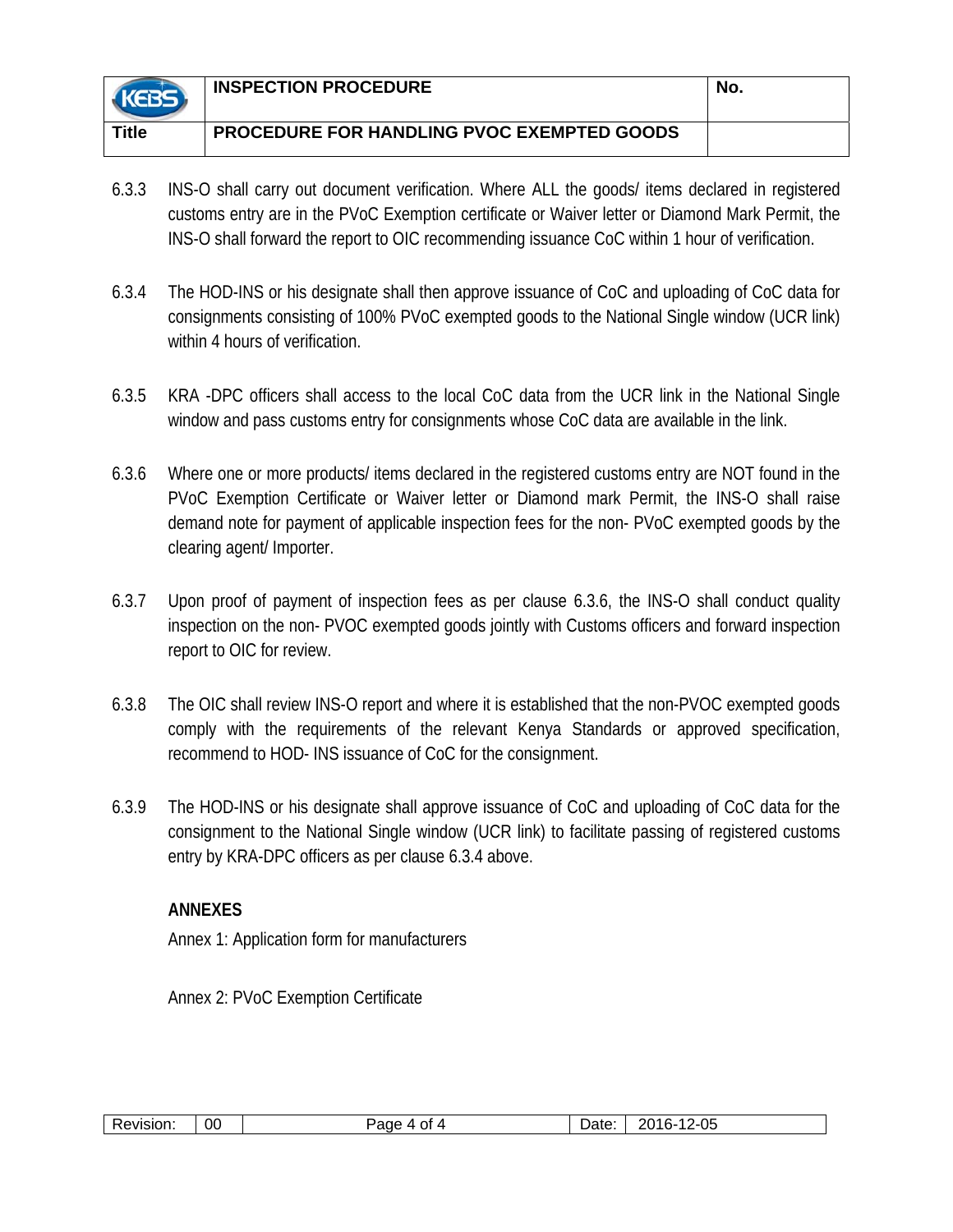6.3.3 INS-O shall carry out document verification. Where ALL the goods/ items declared in registered customs entry are in the PVoC Exemption certificate or Waiver letter or Diamond Mark Permit, the INS-O shall forward the report to OIC recommending issuance CoC within 1 hour of verification.

6.3.4 The HOD-INS or his designate shall then approve issuance of CoC and uploading of CoC data for consignments consisting of 100% PVoC exempted goods to the National Single window (UCR link) within 4 hours of verification.

6.3.5 KRA -DPC officers shall access to the local CoC data from the UCR link in the National Single window and pass customs entry for consignments whose CoC data are available in the link.

6.3.6 Where one or more products/ items declared in the registered customs entry are NOT found in the PVoC Exemption Certificate or Waiver letter or Diamond mark Permit, the INS-O shall raise demand note for payment of applicable inspection fees for the non- PVoC exempted goods by the clearing agent/ Importer.

6.3.7 Upon proof of payment of inspection fees as per clause 6.3.6, the INS-O shall conduct quality inspection on the non- PVOC exempted goods jointly with Customs officers and forward inspection report to OIC for review.

6.3.8 The OIC shall review INS-O report and where it is established that the non-PVOC exempted goods comply with the requirements of the relevant Kenya Standards or approved specification, recommend to HOD- INS issuance of CoC for the consignment.

6.3.9 The HOD-INS or his designate shall approve issuance of CoC and uploading of CoC data for the consignment to the National Single window (UCR link) to facilitate passing of registered customs entry by KRA-DPC officers as per clause 6.3.4 above.

**ANNEXES**

Annex 1: Application form for manufacturers

Annex 2: PVoC Exemption Certificate